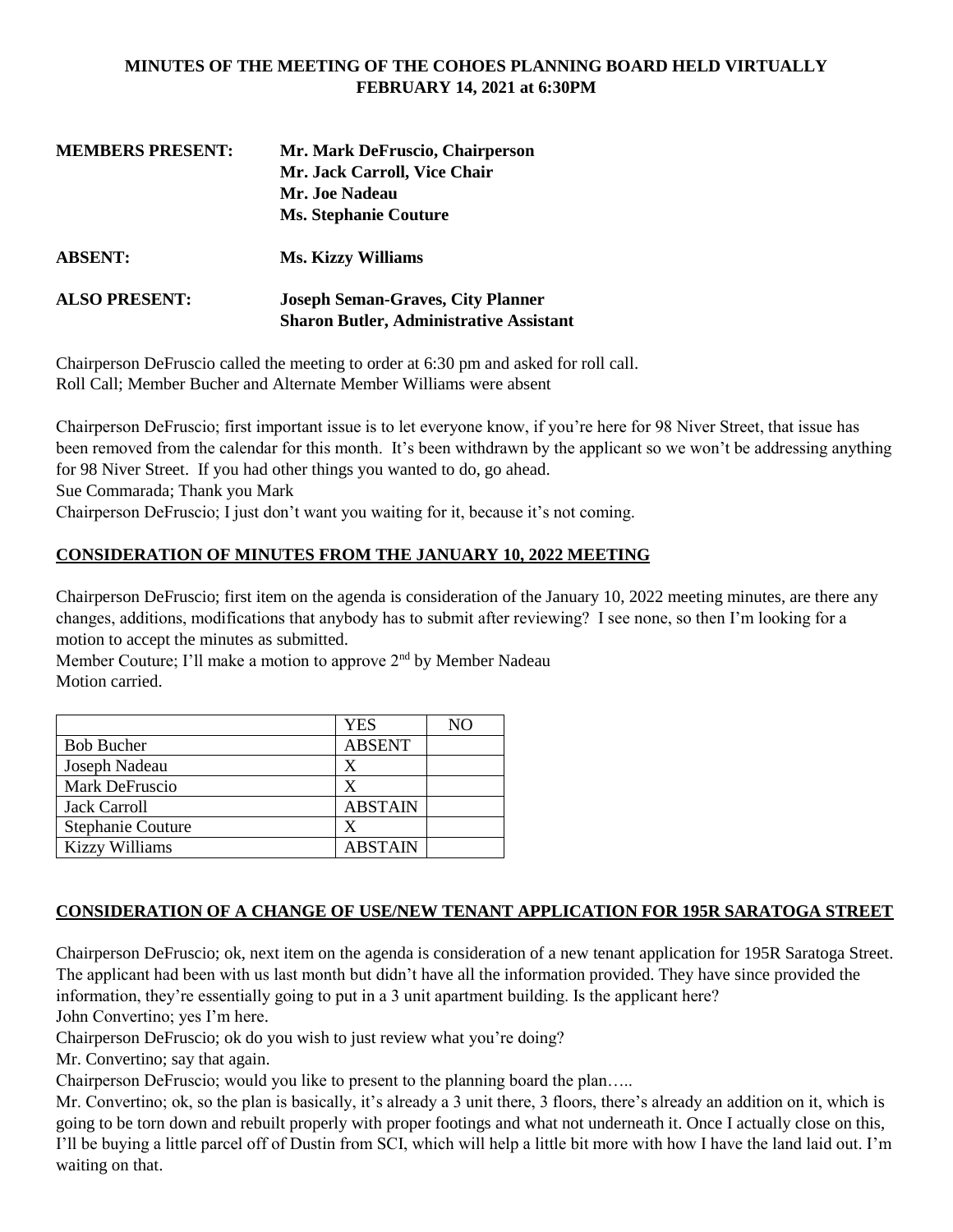**MINUTES OF THE MEETING OF THE COHOES PLANNING BOARD HELD VIRTUALLY**
**FEBRUARY 14, 2021 at 6:30PM**

**MEMBERS PRESENT:** **Mr. Mark DeFruscio, Chairperson**
**Mr. Jack Carroll, Vice Chair**
**Mr. Joe Nadeau**
**Ms. Stephanie Couture**

**ABSENT:** **Ms. Kizzy Williams**

**ALSO PRESENT:** **Joseph Seman-Graves, City Planner**
**Sharon Butler, Administrative Assistant**

Chairperson DeFruscio called the meeting to order at 6:30 pm and asked for roll call.
Roll Call; Member Bucher and Alternate Member Williams were absent

Chairperson DeFruscio; first important issue is to let everyone know, if you're here for 98 Niver Street, that issue has been removed from the calendar for this month. It's been withdrawn by the applicant so we won't be addressing anything for 98 Niver Street. If you had other things you wanted to do, go ahead.
Sue Commarada; Thank you Mark
Chairperson DeFruscio; I just don't want you waiting for it, because it's not coming.

## CONSIDERATION OF MINUTES FROM THE JANUARY 10, 2022 MEETING

Chairperson DeFruscio; first item on the agenda is consideration of the January 10, 2022 meeting minutes, are there any changes, additions, modifications that anybody has to submit after reviewing? I see none, so then I'm looking for a motion to accept the minutes as submitted.
Member Couture; I'll make a motion to approve 2nd by Member Nadeau
Motion carried.

| | YES | NO |
|---|---|---|
| Bob Bucher | ABSENT | |
| Joseph Nadeau | X | |
| Mark DeFruscio | X | |
| Jack Carroll | ABSTAIN | |
| Stephanie Couture | X | |
| Kizzy Williams | ABSTAIN | |

## CONSIDERATION OF A CHANGE OF USE/NEW TENANT APPLICATION FOR 195R SARATOGA STREET

Chairperson DeFruscio; ok, next item on the agenda is consideration of a new tenant application for 195R Saratoga Street. The applicant had been with us last month but didn't have all the information provided. They have since provided the information, they're essentially going to put in a 3 unit apartment building. Is the applicant here?
John Convertino; yes I'm here.
Chairperson DeFruscio; ok do you wish to just review what you're doing?
Mr. Convertino; say that again.
Chairperson DeFruscio; would you like to present to the planning board the plan…..
Mr. Convertino; ok, so the plan is basically, it's already a 3 unit there, 3 floors, there's already an addition on it, which is going to be torn down and rebuilt properly with proper footings and what not underneath it. Once I actually close on this, I'll be buying a little parcel off of Dustin from SCI, which will help a little bit more with how I have the land laid out. I'm waiting on that.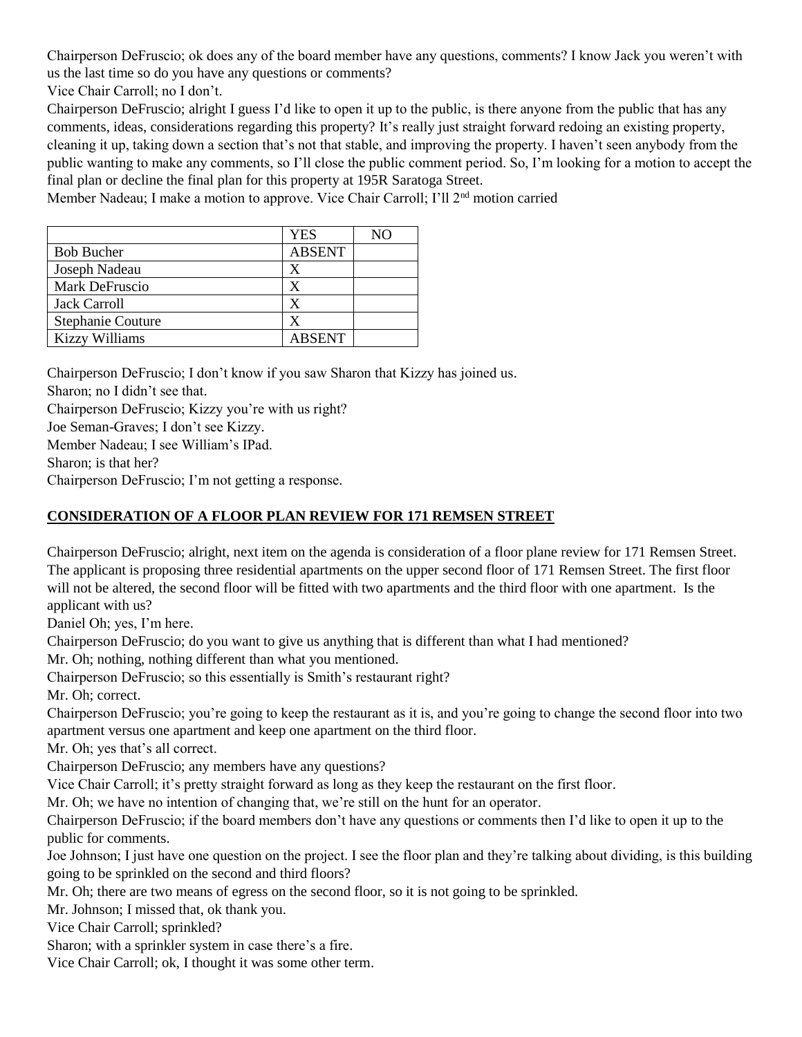Chairperson DeFruscio; ok does any of the board member have any questions, comments? I know Jack you weren't with us the last time so do you have any questions or comments?

Vice Chair Carroll; no I don't.

Chairperson DeFruscio; alright I guess I'd like to open it up to the public, is there anyone from the public that has any comments, ideas, considerations regarding this property? It's really just straight forward redoing an existing property, cleaning it up, taking down a section that's not that stable, and improving the property. I haven't seen anybody from the public wanting to make any comments, so I'll close the public comment period. So, I'm looking for a motion to accept the final plan or decline the final plan for this property at 195R Saratoga Street.

Member Nadeau; I make a motion to approve. Vice Chair Carroll; I'll 2nd motion carried

| | YES | NO |
|---|---|---|
| Bob Bucher | ABSENT | |
| Joseph Nadeau | X | |
| Mark DeFruscio | X | |
| Jack Carroll | X | |
| Stephanie Couture | X | |
| Kizzy Williams | ABSENT | |

Chairperson DeFruscio; I don't know if you saw Sharon that Kizzy has joined us.

Sharon; no I didn't see that.

Chairperson DeFruscio; Kizzy you're with us right?

Joe Seman-Graves; I don't see Kizzy.

Member Nadeau; I see William's IPad.

Sharon; is that her?

Chairperson DeFruscio; I'm not getting a response.

## CONSIDERATION OF A FLOOR PLAN REVIEW FOR 171 REMSEN STREET

Chairperson DeFruscio; alright, next item on the agenda is consideration of a floor plane review for 171 Remsen Street. The applicant is proposing three residential apartments on the upper second floor of 171 Remsen Street. The first floor will not be altered, the second floor will be fitted with two apartments and the third floor with one apartment. Is the applicant with us?

Daniel Oh; yes, I'm here.

Chairperson DeFruscio; do you want to give us anything that is different than what I had mentioned?

Mr. Oh; nothing, nothing different than what you mentioned.

Chairperson DeFruscio; so this essentially is Smith's restaurant right?

Mr. Oh; correct.

Chairperson DeFruscio; you're going to keep the restaurant as it is, and you're going to change the second floor into two apartment versus one apartment and keep one apartment on the third floor.

Mr. Oh; yes that's all correct.

Chairperson DeFruscio; any members have any questions?

Vice Chair Carroll; it's pretty straight forward as long as they keep the restaurant on the first floor.

Mr. Oh; we have no intention of changing that, we're still on the hunt for an operator.

Chairperson DeFruscio; if the board members don't have any questions or comments then I'd like to open it up to the public for comments.

Joe Johnson; I just have one question on the project. I see the floor plan and they're talking about dividing, is this building going to be sprinkled on the second and third floors?

Mr. Oh; there are two means of egress on the second floor, so it is not going to be sprinkled.

Mr. Johnson; I missed that, ok thank you.

Vice Chair Carroll; sprinkled?

Sharon; with a sprinkler system in case there's a fire.

Vice Chair Carroll; ok, I thought it was some other term.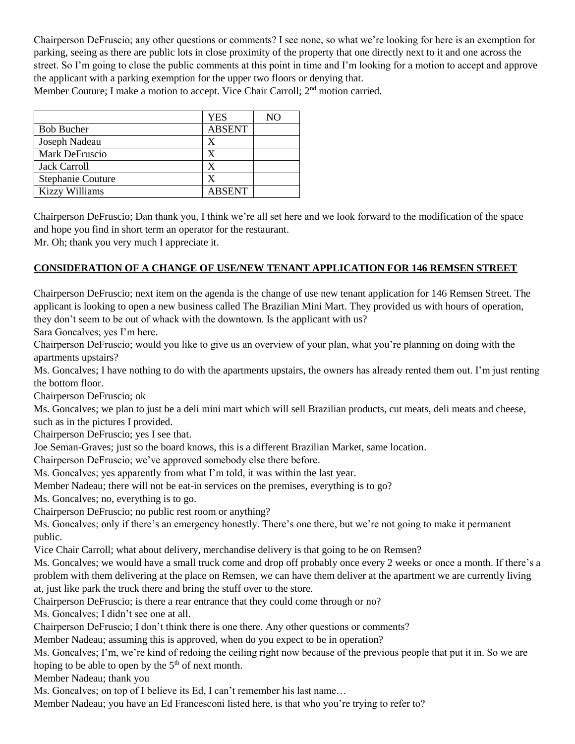Chairperson DeFruscio; any other questions or comments? I see none, so what we're looking for here is an exemption for parking, seeing as there are public lots in close proximity of the property that one directly next to it and one across the street. So I'm going to close the public comments at this point in time and I'm looking for a motion to accept and approve the applicant with a parking exemption for the upper two floors or denying that.

Member Couture; I make a motion to accept. Vice Chair Carroll; 2nd motion carried.

| | YES | NO |
|---|---|---|
| Bob Bucher | ABSENT | |
| Joseph Nadeau | X | |
| Mark DeFruscio | X | |
| Jack Carroll | X | |
| Stephanie Couture | X | |
| Kizzy Williams | ABSENT | |

Chairperson DeFruscio; Dan thank you, I think we're all set here and we look forward to the modification of the space and hope you find in short term an operator for the restaurant.

Mr. Oh; thank you very much I appreciate it.

**CONSIDERATION OF A CHANGE OF USE/NEW TENANT APPLICATION FOR 146 REMSEN STREET**

Chairperson DeFruscio; next item on the agenda is the change of use new tenant application for 146 Remsen Street. The applicant is looking to open a new business called The Brazilian Mini Mart. They provided us with hours of operation, they don't seem to be out of whack with the downtown. Is the applicant with us?

Sara Goncalves; yes I'm here.

Chairperson DeFruscio; would you like to give us an overview of your plan, what you're planning on doing with the apartments upstairs?

Ms. Goncalves; I have nothing to do with the apartments upstairs, the owners has already rented them out. I'm just renting the bottom floor.

Chairperson DeFruscio; ok

Ms. Goncalves; we plan to just be a deli mini mart which will sell Brazilian products, cut meats, deli meats and cheese, such as in the pictures I provided.

Chairperson DeFruscio; yes I see that.

Joe Seman-Graves; just so the board knows, this is a different Brazilian Market, same location.

Chairperson DeFruscio; we've approved somebody else there before.

Ms. Goncalves; yes apparently from what I'm told, it was within the last year.

Member Nadeau; there will not be eat-in services on the premises, everything is to go?

Ms. Goncalves; no, everything is to go.

Chairperson DeFruscio; no public rest room or anything?

Ms. Goncalves; only if there's an emergency honestly. There's one there, but we're not going to make it permanent public.

Vice Chair Carroll; what about delivery, merchandise delivery is that going to be on Remsen?

Ms. Goncalves; we would have a small truck come and drop off probably once every 2 weeks or once a month. If there's a problem with them delivering at the place on Remsen, we can have them deliver at the apartment we are currently living at, just like park the truck there and bring the stuff over to the store.

Chairperson DeFruscio; is there a rear entrance that they could come through or no?

Ms. Goncalves; I didn't see one at all.

Chairperson DeFruscio; I don't think there is one there. Any other questions or comments?

Member Nadeau; assuming this is approved, when do you expect to be in operation?

Ms. Goncalves; I'm, we're kind of redoing the ceiling right now because of the previous people that put it in. So we are hoping to be able to open by the 5th of next month.

Member Nadeau; thank you

Ms. Goncalves; on top of I believe its Ed, I can't remember his last name…

Member Nadeau; you have an Ed Francesconi listed here, is that who you're trying to refer to?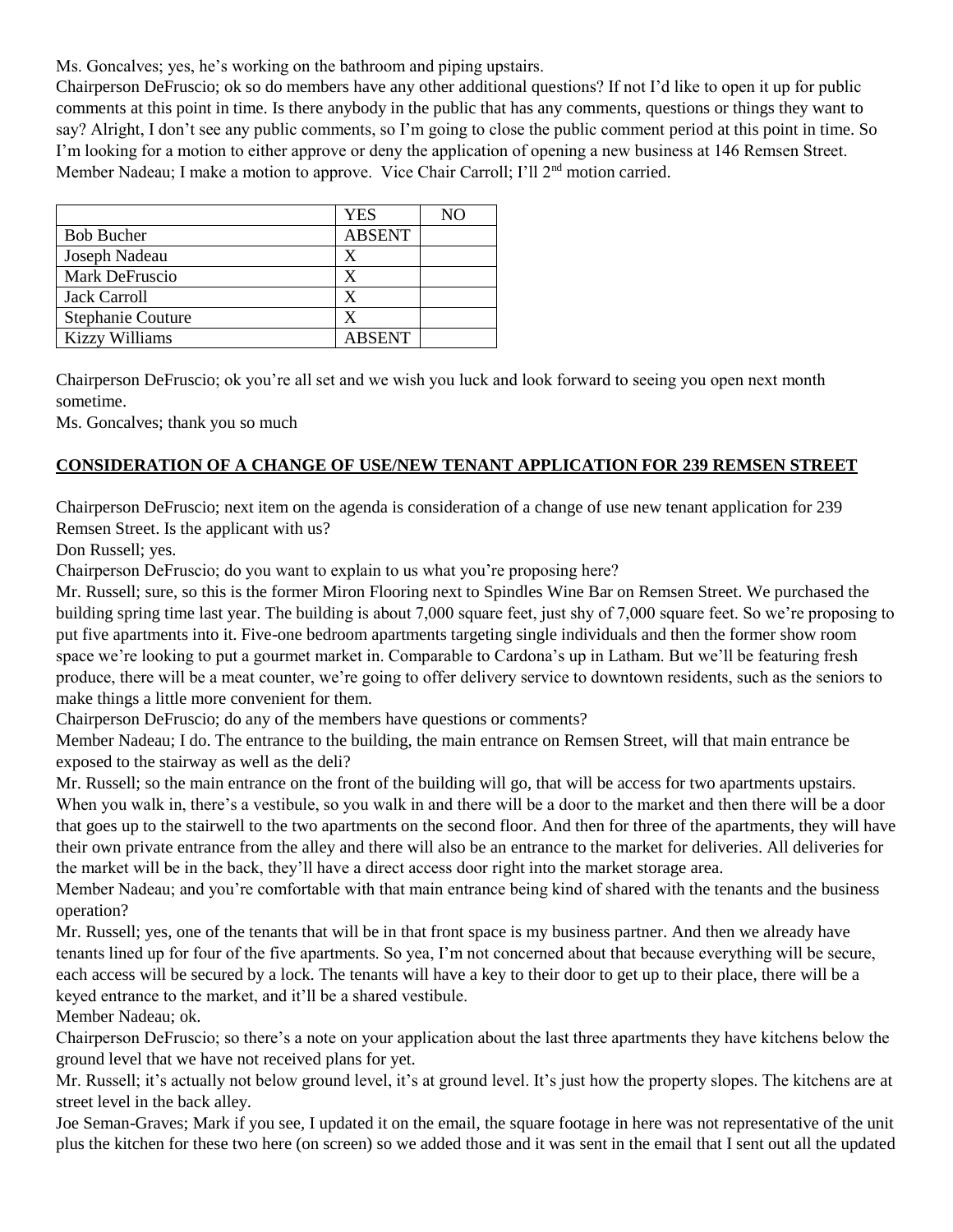Ms. Goncalves; yes, he's working on the bathroom and piping upstairs.

Chairperson DeFruscio; ok so do members have any other additional questions? If not I'd like to open it up for public comments at this point in time. Is there anybody in the public that has any comments, questions or things they want to say? Alright, I don't see any public comments, so I'm going to close the public comment period at this point in time. So I'm looking for a motion to either approve or deny the application of opening a new business at 146 Remsen Street. Member Nadeau; I make a motion to approve. Vice Chair Carroll; I'll 2nd motion carried.

| | YES | NO |
|---|---|---|
| Bob Bucher | ABSENT | |
| Joseph Nadeau | X | |
| Mark DeFruscio | X | |
| Jack Carroll | X | |
| Stephanie Couture | X | |
| Kizzy Williams | ABSENT | |

Chairperson DeFruscio; ok you're all set and we wish you luck and look forward to seeing you open next month sometime.

Ms. Goncalves; thank you so much

**CONSIDERATION OF A CHANGE OF USE/NEW TENANT APPLICATION FOR 239 REMSEN STREET**

Chairperson DeFruscio; next item on the agenda is consideration of a change of use new tenant application for 239 Remsen Street. Is the applicant with us?

Don Russell; yes.

Chairperson DeFruscio; do you want to explain to us what you're proposing here?

Mr. Russell; sure, so this is the former Miron Flooring next to Spindles Wine Bar on Remsen Street. We purchased the building spring time last year. The building is about 7,000 square feet, just shy of 7,000 square feet. So we're proposing to put five apartments into it. Five-one bedroom apartments targeting single individuals and then the former show room space we're looking to put a gourmet market in. Comparable to Cardona's up in Latham. But we'll be featuring fresh produce, there will be a meat counter, we're going to offer delivery service to downtown residents, such as the seniors to make things a little more convenient for them.

Chairperson DeFruscio; do any of the members have questions or comments?

Member Nadeau; I do. The entrance to the building, the main entrance on Remsen Street, will that main entrance be exposed to the stairway as well as the deli?

Mr. Russell; so the main entrance on the front of the building will go, that will be access for two apartments upstairs. When you walk in, there's a vestibule, so you walk in and there will be a door to the market and then there will be a door that goes up to the stairwell to the two apartments on the second floor. And then for three of the apartments, they will have their own private entrance from the alley and there will also be an entrance to the market for deliveries. All deliveries for the market will be in the back, they'll have a direct access door right into the market storage area.

Member Nadeau; and you're comfortable with that main entrance being kind of shared with the tenants and the business operation?

Mr. Russell; yes, one of the tenants that will be in that front space is my business partner. And then we already have tenants lined up for four of the five apartments. So yea, I'm not concerned about that because everything will be secure, each access will be secured by a lock. The tenants will have a key to their door to get up to their place, there will be a keyed entrance to the market, and it'll be a shared vestibule.

Member Nadeau; ok.

Chairperson DeFruscio; so there's a note on your application about the last three apartments they have kitchens below the ground level that we have not received plans for yet.

Mr. Russell; it's actually not below ground level, it's at ground level. It's just how the property slopes. The kitchens are at street level in the back alley.

Joe Seman-Graves; Mark if you see, I updated it on the email, the square footage in here was not representative of the unit plus the kitchen for these two here (on screen) so we added those and it was sent in the email that I sent out all the updated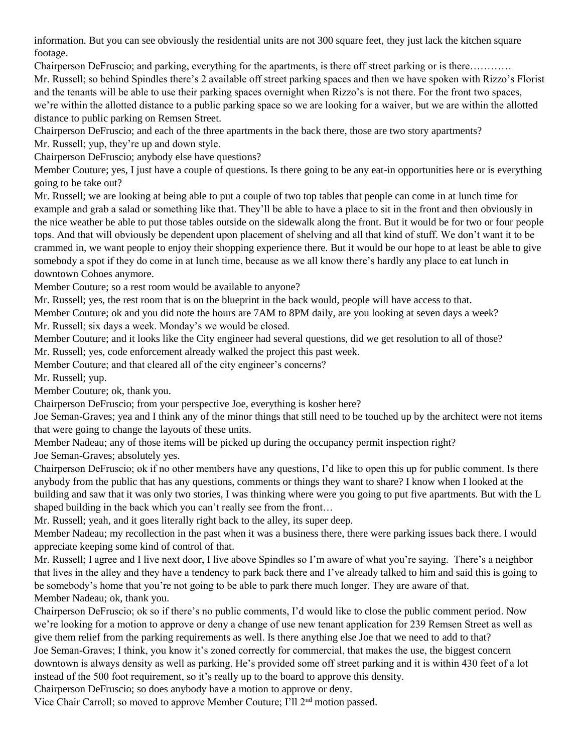information. But you can see obviously the residential units are not 300 square feet, they just lack the kitchen square footage.

Chairperson DeFruscio; and parking, everything for the apartments, is there off street parking or is there…………

Mr. Russell; so behind Spindles there's 2 available off street parking spaces and then we have spoken with Rizzo's Florist and the tenants will be able to use their parking spaces overnight when Rizzo's is not there. For the front two spaces, we're within the allotted distance to a public parking space so we are looking for a waiver, but we are within the allotted distance to public parking on Remsen Street.

Chairperson DeFruscio; and each of the three apartments in the back there, those are two story apartments?

Mr. Russell; yup, they're up and down style.

Chairperson DeFruscio; anybody else have questions?

Member Couture; yes, I just have a couple of questions. Is there going to be any eat-in opportunities here or is everything going to be take out?

Mr. Russell; we are looking at being able to put a couple of two top tables that people can come in at lunch time for example and grab a salad or something like that. They'll be able to have a place to sit in the front and then obviously in the nice weather be able to put those tables outside on the sidewalk along the front. But it would be for two or four people tops. And that will obviously be dependent upon placement of shelving and all that kind of stuff. We don't want it to be crammed in, we want people to enjoy their shopping experience there. But it would be our hope to at least be able to give somebody a spot if they do come in at lunch time, because as we all know there's hardly any place to eat lunch in downtown Cohoes anymore.

Member Couture; so a rest room would be available to anyone?

Mr. Russell; yes, the rest room that is on the blueprint in the back would, people will have access to that.

Member Couture; ok and you did note the hours are 7AM to 8PM daily, are you looking at seven days a week?

Mr. Russell; six days a week. Monday's we would be closed.

Member Couture; and it looks like the City engineer had several questions, did we get resolution to all of those?

Mr. Russell; yes, code enforcement already walked the project this past week.

Member Couture; and that cleared all of the city engineer's concerns?

Mr. Russell; yup.

Member Couture; ok, thank you.

Chairperson DeFruscio; from your perspective Joe, everything is kosher here?

Joe Seman-Graves; yea and I think any of the minor things that still need to be touched up by the architect were not items that were going to change the layouts of these units.

Member Nadeau; any of those items will be picked up during the occupancy permit inspection right?

Joe Seman-Graves; absolutely yes.

Chairperson DeFruscio; ok if no other members have any questions, I'd like to open this up for public comment. Is there anybody from the public that has any questions, comments or things they want to share? I know when I looked at the building and saw that it was only two stories, I was thinking where were you going to put five apartments. But with the L shaped building in the back which you can't really see from the front…

Mr. Russell; yeah, and it goes literally right back to the alley, its super deep.

Member Nadeau; my recollection in the past when it was a business there, there were parking issues back there. I would appreciate keeping some kind of control of that.

Mr. Russell; I agree and I live next door, I live above Spindles so I'm aware of what you're saying. There's a neighbor that lives in the alley and they have a tendency to park back there and I've already talked to him and said this is going to be somebody's home that you're not going to be able to park there much longer. They are aware of that.

Member Nadeau; ok, thank you.

Chairperson DeFruscio; ok so if there's no public comments, I'd would like to close the public comment period. Now we're looking for a motion to approve or deny a change of use new tenant application for 239 Remsen Street as well as give them relief from the parking requirements as well. Is there anything else Joe that we need to add to that?

Joe Seman-Graves; I think, you know it's zoned correctly for commercial, that makes the use, the biggest concern downtown is always density as well as parking. He's provided some off street parking and it is within 430 feet of a lot instead of the 500 foot requirement, so it's really up to the board to approve this density.

Chairperson DeFruscio; so does anybody have a motion to approve or deny.

Vice Chair Carroll; so moved to approve Member Couture; I'll 2nd motion passed.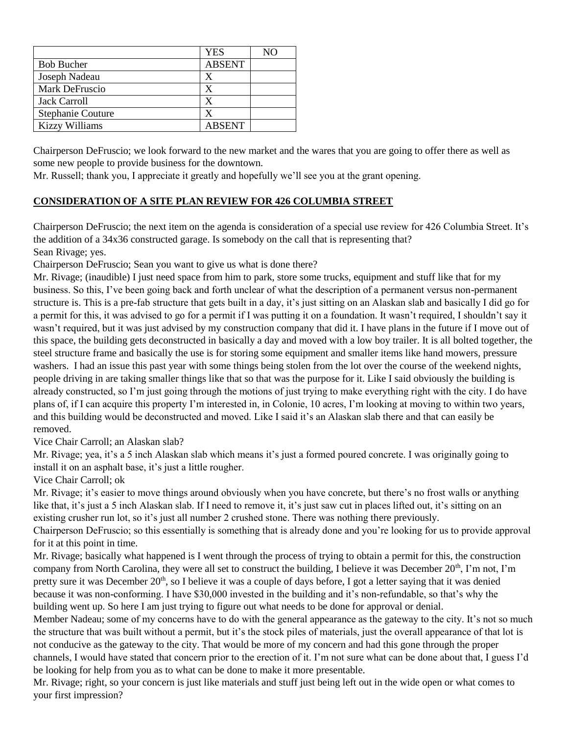| | YES | NO |
|---|---|---|
| Bob Bucher | ABSENT | |
| Joseph Nadeau | X | |
| Mark DeFruscio | X | |
| Jack Carroll | X | |
| Stephanie Couture | X | |
| Kizzy Williams | ABSENT | |

Chairperson DeFruscio; we look forward to the new market and the wares that you are going to offer there as well as some new people to provide business for the downtown.
Mr. Russell; thank you, I appreciate it greatly and hopefully we'll see you at the grant opening.

**CONSIDERATION OF A SITE PLAN REVIEW FOR 426 COLUMBIA STREET**

Chairperson DeFruscio; the next item on the agenda is consideration of a special use review for 426 Columbia Street. It's the addition of a 34x36 constructed garage. Is somebody on the call that is representing that?
Sean Rivage; yes.
Chairperson DeFruscio; Sean you want to give us what is done there?
Mr. Rivage; (inaudible) I just need space from him to park, store some trucks, equipment and stuff like that for my business. So this, I've been going back and forth unclear of what the description of a permanent versus non-permanent structure is. This is a pre-fab structure that gets built in a day, it's just sitting on an Alaskan slab and basically I did go for a permit for this, it was advised to go for a permit if I was putting it on a foundation. It wasn't required, I shouldn't say it wasn't required, but it was just advised by my construction company that did it. I have plans in the future if I move out of this space, the building gets deconstructed in basically a day and moved with a low boy trailer. It is all bolted together, the steel structure frame and basically the use is for storing some equipment and smaller items like hand mowers, pressure washers. I had an issue this past year with some things being stolen from the lot over the course of the weekend nights, people driving in are taking smaller things like that so that was the purpose for it. Like I said obviously the building is already constructed, so I'm just going through the motions of just trying to make everything right with the city. I do have plans of, if I can acquire this property I'm interested in, in Colonie, 10 acres, I'm looking at moving to within two years, and this building would be deconstructed and moved. Like I said it's an Alaskan slab there and that can easily be removed.
Vice Chair Carroll; an Alaskan slab?
Mr. Rivage; yea, it's a 5 inch Alaskan slab which means it's just a formed poured concrete. I was originally going to install it on an asphalt base, it's just a little rougher.
Vice Chair Carroll; ok
Mr. Rivage; it's easier to move things around obviously when you have concrete, but there's no frost walls or anything like that, it's just a 5 inch Alaskan slab. If I need to remove it, it's just saw cut in places lifted out, it's sitting on an existing crusher run lot, so it's just all number 2 crushed stone. There was nothing there previously.
Chairperson DeFruscio; so this essentially is something that is already done and you're looking for us to provide approval for it at this point in time.
Mr. Rivage; basically what happened is I went through the process of trying to obtain a permit for this, the construction company from North Carolina, they were all set to construct the building, I believe it was December 20th, I'm not, I'm pretty sure it was December 20th, so I believe it was a couple of days before, I got a letter saying that it was denied because it was non-conforming. I have $30,000 invested in the building and it's non-refundable, so that's why the building went up. So here I am just trying to figure out what needs to be done for approval or denial.
Member Nadeau; some of my concerns have to do with the general appearance as the gateway to the city. It's not so much the structure that was built without a permit, but it's the stock piles of materials, just the overall appearance of that lot is not conducive as the gateway to the city. That would be more of my concern and had this gone through the proper channels, I would have stated that concern prior to the erection of it. I'm not sure what can be done about that, I guess I'd be looking for help from you as to what can be done to make it more presentable.
Mr. Rivage; right, so your concern is just like materials and stuff just being left out in the wide open or what comes to your first impression?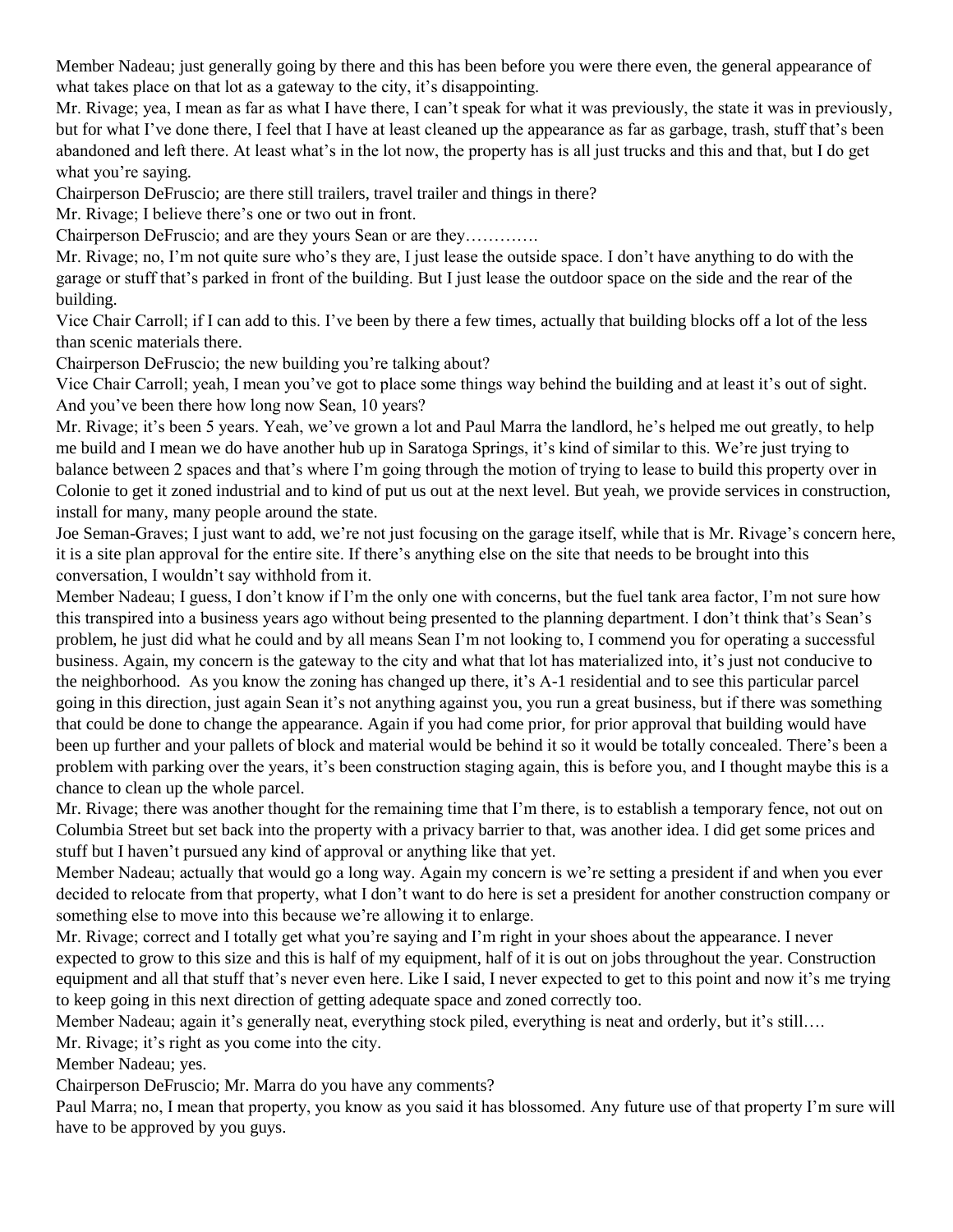Member Nadeau; just generally going by there and this has been before you were there even, the general appearance of what takes place on that lot as a gateway to the city, it's disappointing.

Mr. Rivage; yea, I mean as far as what I have there, I can't speak for what it was previously, the state it was in previously, but for what I've done there, I feel that I have at least cleaned up the appearance as far as garbage, trash, stuff that's been abandoned and left there. At least what's in the lot now, the property has is all just trucks and this and that, but I do get what you're saying.

Chairperson DeFruscio; are there still trailers, travel trailer and things in there?

Mr. Rivage; I believe there's one or two out in front.

Chairperson DeFruscio; and are they yours Sean or are they………….

Mr. Rivage; no, I'm not quite sure who's they are, I just lease the outside space. I don't have anything to do with the garage or stuff that's parked in front of the building. But I just lease the outdoor space on the side and the rear of the building.

Vice Chair Carroll; if I can add to this. I've been by there a few times, actually that building blocks off a lot of the less than scenic materials there.

Chairperson DeFruscio; the new building you're talking about?

Vice Chair Carroll; yeah, I mean you've got to place some things way behind the building and at least it's out of sight. And you've been there how long now Sean, 10 years?

Mr. Rivage; it's been 5 years. Yeah, we've grown a lot and Paul Marra the landlord, he's helped me out greatly, to help me build and I mean we do have another hub up in Saratoga Springs, it's kind of similar to this. We're just trying to balance between 2 spaces and that's where I'm going through the motion of trying to lease to build this property over in Colonie to get it zoned industrial and to kind of put us out at the next level. But yeah, we provide services in construction, install for many, many people around the state.

Joe Seman-Graves; I just want to add, we're not just focusing on the garage itself, while that is Mr. Rivage's concern here, it is a site plan approval for the entire site. If there's anything else on the site that needs to be brought into this conversation, I wouldn't say withhold from it.

Member Nadeau; I guess, I don't know if I'm the only one with concerns, but the fuel tank area factor, I'm not sure how this transpired into a business years ago without being presented to the planning department. I don't think that's Sean's problem, he just did what he could and by all means Sean I'm not looking to, I commend you for operating a successful business. Again, my concern is the gateway to the city and what that lot has materialized into, it's just not conducive to the neighborhood. As you know the zoning has changed up there, it's A-1 residential and to see this particular parcel going in this direction, just again Sean it's not anything against you, you run a great business, but if there was something that could be done to change the appearance. Again if you had come prior, for prior approval that building would have been up further and your pallets of block and material would be behind it so it would be totally concealed. There's been a problem with parking over the years, it's been construction staging again, this is before you, and I thought maybe this is a chance to clean up the whole parcel.

Mr. Rivage; there was another thought for the remaining time that I'm there, is to establish a temporary fence, not out on Columbia Street but set back into the property with a privacy barrier to that, was another idea. I did get some prices and stuff but I haven't pursued any kind of approval or anything like that yet.

Member Nadeau; actually that would go a long way. Again my concern is we're setting a president if and when you ever decided to relocate from that property, what I don't want to do here is set a president for another construction company or something else to move into this because we're allowing it to enlarge.

Mr. Rivage; correct and I totally get what you're saying and I'm right in your shoes about the appearance. I never expected to grow to this size and this is half of my equipment, half of it is out on jobs throughout the year. Construction equipment and all that stuff that's never even here. Like I said, I never expected to get to this point and now it's me trying to keep going in this next direction of getting adequate space and zoned correctly too.

Member Nadeau; again it's generally neat, everything stock piled, everything is neat and orderly, but it's still….

Mr. Rivage; it's right as you come into the city.

Member Nadeau; yes.

Chairperson DeFruscio; Mr. Marra do you have any comments?

Paul Marra; no, I mean that property, you know as you said it has blossomed. Any future use of that property I'm sure will have to be approved by you guys.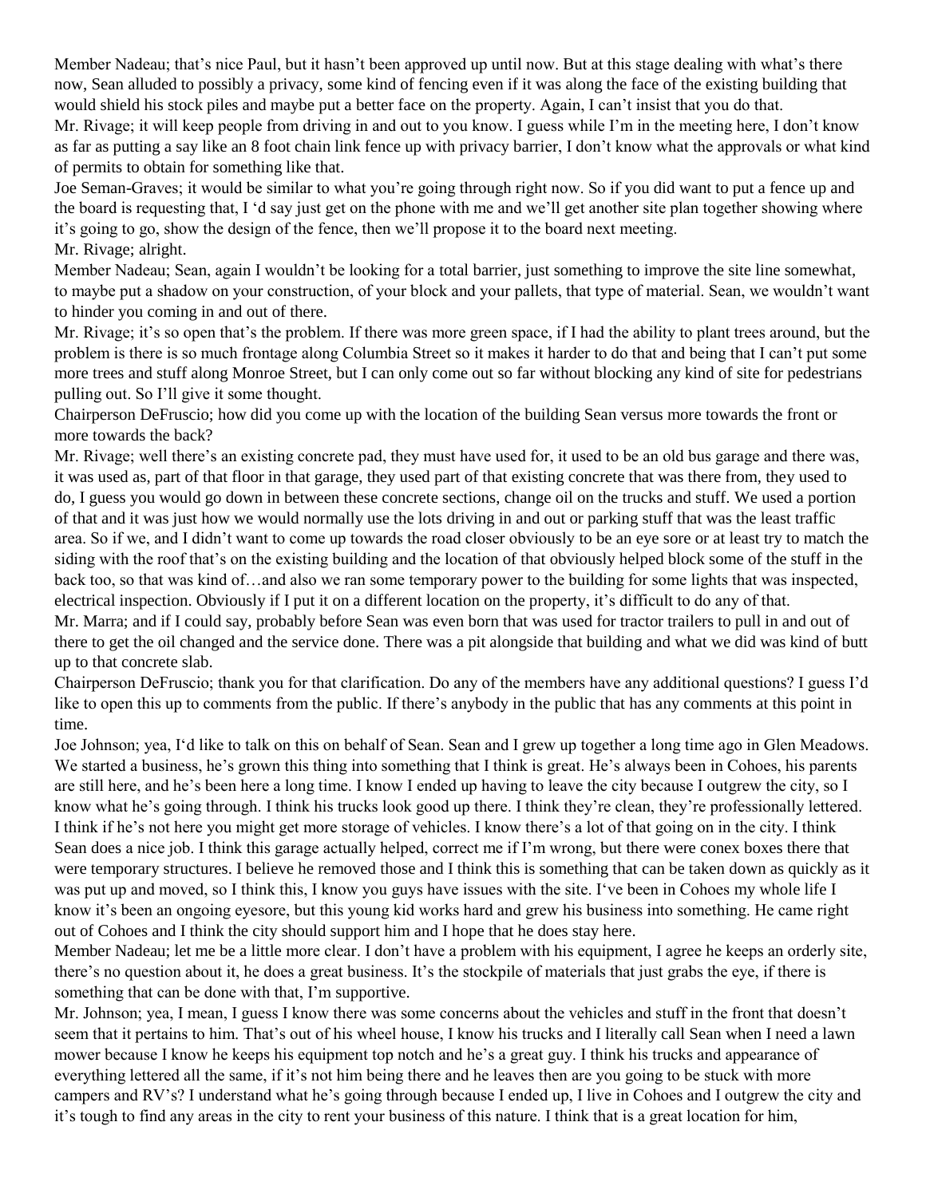Member Nadeau; that's nice Paul, but it hasn't been approved up until now. But at this stage dealing with what's there now, Sean alluded to possibly a privacy, some kind of fencing even if it was along the face of the existing building that would shield his stock piles and maybe put a better face on the property. Again, I can't insist that you do that.

Mr. Rivage; it will keep people from driving in and out to you know. I guess while I'm in the meeting here, I don't know as far as putting a say like an 8 foot chain link fence up with privacy barrier, I don't know what the approvals or what kind of permits to obtain for something like that.

Joe Seman-Graves; it would be similar to what you're going through right now. So if you did want to put a fence up and the board is requesting that, I 'd say just get on the phone with me and we'll get another site plan together showing where it's going to go, show the design of the fence, then we'll propose it to the board next meeting.

Mr. Rivage; alright.

Member Nadeau; Sean, again I wouldn't be looking for a total barrier, just something to improve the site line somewhat, to maybe put a shadow on your construction, of your block and your pallets, that type of material. Sean, we wouldn't want to hinder you coming in and out of there.

Mr. Rivage; it's so open that's the problem. If there was more green space, if I had the ability to plant trees around, but the problem is there is so much frontage along Columbia Street so it makes it harder to do that and being that I can't put some more trees and stuff along Monroe Street, but I can only come out so far without blocking any kind of site for pedestrians pulling out. So I'll give it some thought.

Chairperson DeFruscio; how did you come up with the location of the building Sean versus more towards the front or more towards the back?

Mr. Rivage; well there's an existing concrete pad, they must have used for, it used to be an old bus garage and there was, it was used as, part of that floor in that garage, they used part of that existing concrete that was there from, they used to do, I guess you would go down in between these concrete sections, change oil on the trucks and stuff. We used a portion of that and it was just how we would normally use the lots driving in and out or parking stuff that was the least traffic area. So if we, and I didn't want to come up towards the road closer obviously to be an eye sore or at least try to match the siding with the roof that's on the existing building and the location of that obviously helped block some of the stuff in the back too, so that was kind of…and also we ran some temporary power to the building for some lights that was inspected, electrical inspection. Obviously if I put it on a different location on the property, it's difficult to do any of that.

Mr. Marra; and if I could say, probably before Sean was even born that was used for tractor trailers to pull in and out of there to get the oil changed and the service done. There was a pit alongside that building and what we did was kind of butt up to that concrete slab.

Chairperson DeFruscio; thank you for that clarification. Do any of the members have any additional questions? I guess I'd like to open this up to comments from the public. If there's anybody in the public that has any comments at this point in time.

Joe Johnson; yea, I'd like to talk on this on behalf of Sean. Sean and I grew up together a long time ago in Glen Meadows. We started a business, he's grown this thing into something that I think is great. He's always been in Cohoes, his parents are still here, and he's been here a long time. I know I ended up having to leave the city because I outgrew the city, so I know what he's going through. I think his trucks look good up there. I think they're clean, they're professionally lettered. I think if he's not here you might get more storage of vehicles. I know there's a lot of that going on in the city. I think Sean does a nice job. I think this garage actually helped, correct me if I'm wrong, but there were conex boxes there that were temporary structures. I believe he removed those and I think this is something that can be taken down as quickly as it was put up and moved, so I think this, I know you guys have issues with the site. I've been in Cohoes my whole life I know it's been an ongoing eyesore, but this young kid works hard and grew his business into something. He came right out of Cohoes and I think the city should support him and I hope that he does stay here.

Member Nadeau; let me be a little more clear. I don't have a problem with his equipment, I agree he keeps an orderly site, there's no question about it, he does a great business. It's the stockpile of materials that just grabs the eye, if there is something that can be done with that, I'm supportive.

Mr. Johnson; yea, I mean, I guess I know there was some concerns about the vehicles and stuff in the front that doesn't seem that it pertains to him. That's out of his wheel house, I know his trucks and I literally call Sean when I need a lawn mower because I know he keeps his equipment top notch and he's a great guy. I think his trucks and appearance of everything lettered all the same, if it's not him being there and he leaves then are you going to be stuck with more campers and RV's? I understand what he's going through because I ended up, I live in Cohoes and I outgrew the city and it's tough to find any areas in the city to rent your business of this nature. I think that is a great location for him,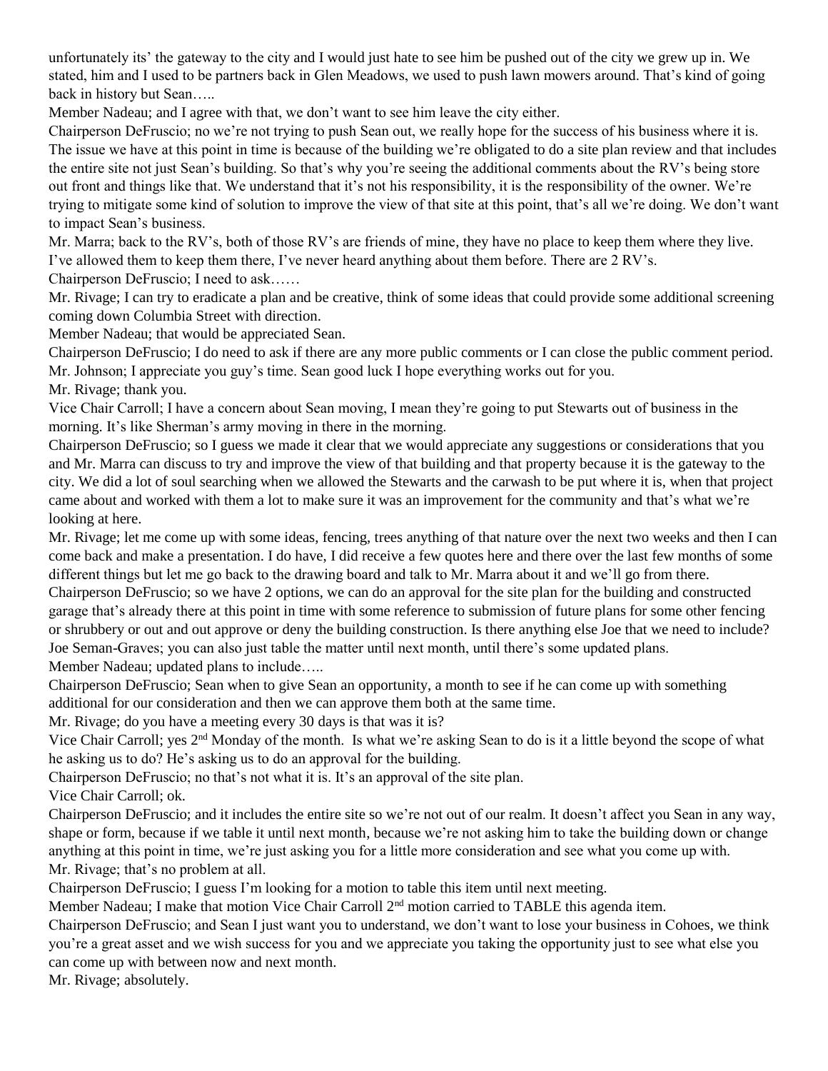unfortunately its' the gateway to the city and I would just hate to see him be pushed out of the city we grew up in. We stated, him and I used to be partners back in Glen Meadows, we used to push lawn mowers around. That's kind of going back in history but Sean…..

Member Nadeau; and I agree with that, we don't want to see him leave the city either.

Chairperson DeFruscio; no we're not trying to push Sean out, we really hope for the success of his business where it is. The issue we have at this point in time is because of the building we're obligated to do a site plan review and that includes the entire site not just Sean's building. So that's why you're seeing the additional comments about the RV's being store out front and things like that. We understand that it's not his responsibility, it is the responsibility of the owner. We're trying to mitigate some kind of solution to improve the view of that site at this point, that's all we're doing. We don't want to impact Sean's business.

Mr. Marra; back to the RV's, both of those RV's are friends of mine, they have no place to keep them where they live. I've allowed them to keep them there, I've never heard anything about them before. There are 2 RV's.

Chairperson DeFruscio; I need to ask……

Mr. Rivage; I can try to eradicate a plan and be creative, think of some ideas that could provide some additional screening coming down Columbia Street with direction.

Member Nadeau; that would be appreciated Sean.

Chairperson DeFruscio; I do need to ask if there are any more public comments or I can close the public comment period.

Mr. Johnson; I appreciate you guy's time. Sean good luck I hope everything works out for you.

Mr. Rivage; thank you.

Vice Chair Carroll; I have a concern about Sean moving, I mean they're going to put Stewarts out of business in the morning. It's like Sherman's army moving in there in the morning.

Chairperson DeFruscio; so I guess we made it clear that we would appreciate any suggestions or considerations that you and Mr. Marra can discuss to try and improve the view of that building and that property because it is the gateway to the city. We did a lot of soul searching when we allowed the Stewarts and the carwash to be put where it is, when that project came about and worked with them a lot to make sure it was an improvement for the community and that's what we're looking at here.

Mr. Rivage; let me come up with some ideas, fencing, trees anything of that nature over the next two weeks and then I can come back and make a presentation. I do have, I did receive a few quotes here and there over the last few months of some different things but let me go back to the drawing board and talk to Mr. Marra about it and we'll go from there.

Chairperson DeFruscio; so we have 2 options, we can do an approval for the site plan for the building and constructed garage that's already there at this point in time with some reference to submission of future plans for some other fencing or shrubbery or out and out approve or deny the building construction. Is there anything else Joe that we need to include?

Joe Seman-Graves; you can also just table the matter until next month, until there's some updated plans.

Member Nadeau; updated plans to include…..

Chairperson DeFruscio; Sean when to give Sean an opportunity, a month to see if he can come up with something additional for our consideration and then we can approve them both at the same time.

Mr. Rivage; do you have a meeting every 30 days is that was it is?

Vice Chair Carroll; yes 2nd Monday of the month. Is what we're asking Sean to do is it a little beyond the scope of what he asking us to do? He's asking us to do an approval for the building.

Chairperson DeFruscio; no that's not what it is. It's an approval of the site plan.

Vice Chair Carroll; ok.

Chairperson DeFruscio; and it includes the entire site so we're not out of our realm. It doesn't affect you Sean in any way, shape or form, because if we table it until next month, because we're not asking him to take the building down or change anything at this point in time, we're just asking you for a little more consideration and see what you come up with.

Mr. Rivage; that's no problem at all.

Chairperson DeFruscio; I guess I'm looking for a motion to table this item until next meeting.

Member Nadeau; I make that motion Vice Chair Carroll 2nd motion carried to TABLE this agenda item.

Chairperson DeFruscio; and Sean I just want you to understand, we don't want to lose your business in Cohoes, we think you're a great asset and we wish success for you and we appreciate you taking the opportunity just to see what else you can come up with between now and next month.

Mr. Rivage; absolutely.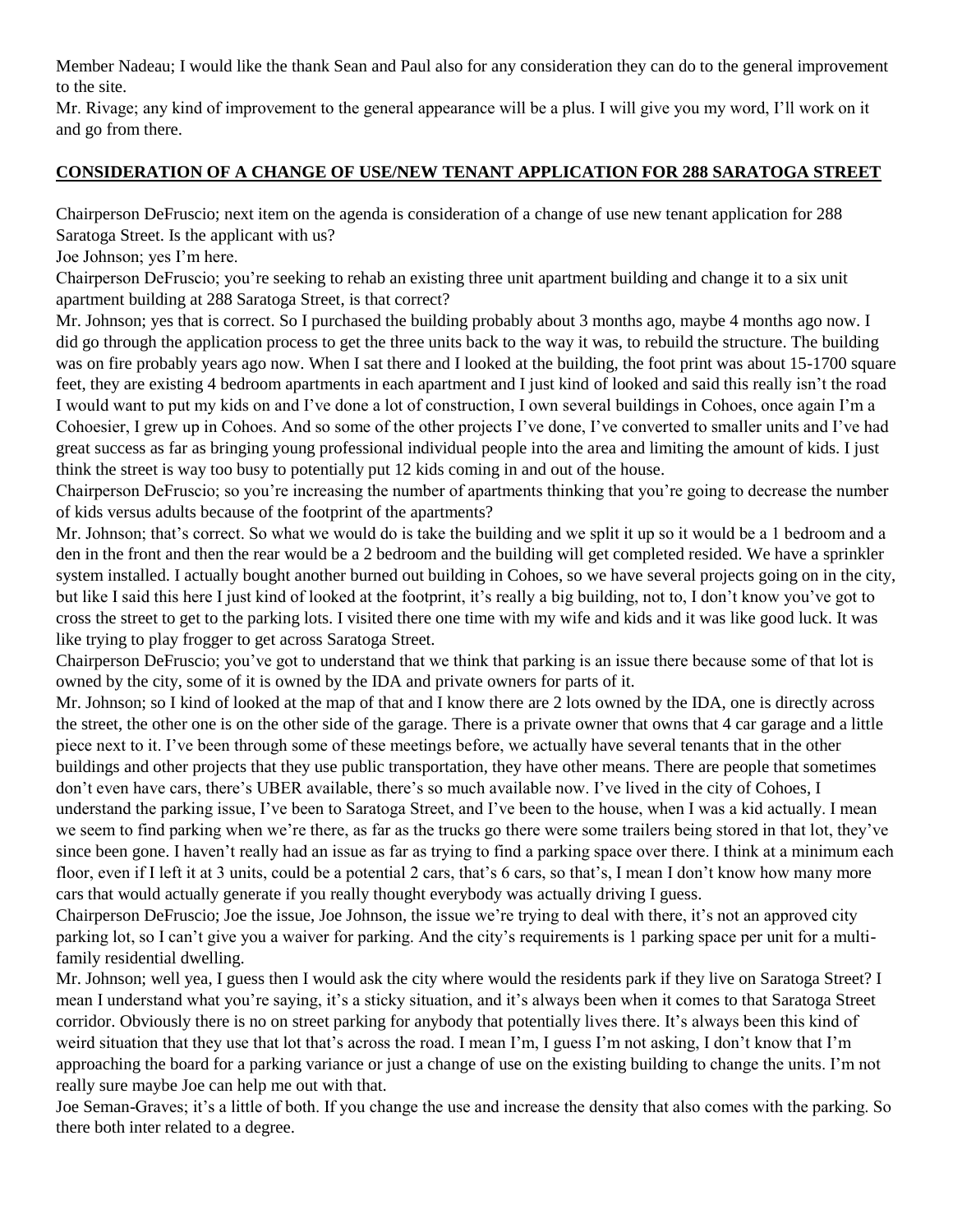Member Nadeau; I would like the thank Sean and Paul also for any consideration they can do to the general improvement to the site.

Mr. Rivage; any kind of improvement to the general appearance will be a plus. I will give you my word, I'll work on it and go from there.

## CONSIDERATION OF A CHANGE OF USE/NEW TENANT APPLICATION FOR 288 SARATOGA STREET

Chairperson DeFruscio; next item on the agenda is consideration of a change of use new tenant application for 288 Saratoga Street. Is the applicant with us?

Joe Johnson; yes I'm here.

Chairperson DeFruscio; you're seeking to rehab an existing three unit apartment building and change it to a six unit apartment building at 288 Saratoga Street, is that correct?

Mr. Johnson; yes that is correct. So I purchased the building probably about 3 months ago, maybe 4 months ago now. I did go through the application process to get the three units back to the way it was, to rebuild the structure. The building was on fire probably years ago now. When I sat there and I looked at the building, the foot print was about 15-1700 square feet, they are existing 4 bedroom apartments in each apartment and I just kind of looked and said this really isn't the road I would want to put my kids on and I've done a lot of construction, I own several buildings in Cohoes, once again I'm a Cohoesier, I grew up in Cohoes. And so some of the other projects I've done, I've converted to smaller units and I've had great success as far as bringing young professional individual people into the area and limiting the amount of kids. I just think the street is way too busy to potentially put 12 kids coming in and out of the house.

Chairperson DeFruscio; so you're increasing the number of apartments thinking that you're going to decrease the number of kids versus adults because of the footprint of the apartments?

Mr. Johnson; that's correct. So what we would do is take the building and we split it up so it would be a 1 bedroom and a den in the front and then the rear would be a 2 bedroom and the building will get completed resided. We have a sprinkler system installed. I actually bought another burned out building in Cohoes, so we have several projects going on in the city, but like I said this here I just kind of looked at the footprint, it's really a big building, not to, I don't know you've got to cross the street to get to the parking lots. I visited there one time with my wife and kids and it was like good luck. It was like trying to play frogger to get across Saratoga Street.

Chairperson DeFruscio; you've got to understand that we think that parking is an issue there because some of that lot is owned by the city, some of it is owned by the IDA and private owners for parts of it.

Mr. Johnson; so I kind of looked at the map of that and I know there are 2 lots owned by the IDA, one is directly across the street, the other one is on the other side of the garage. There is a private owner that owns that 4 car garage and a little piece next to it. I've been through some of these meetings before, we actually have several tenants that in the other buildings and other projects that they use public transportation, they have other means. There are people that sometimes don't even have cars, there's UBER available, there's so much available now. I've lived in the city of Cohoes, I understand the parking issue, I've been to Saratoga Street, and I've been to the house, when I was a kid actually. I mean we seem to find parking when we're there, as far as the trucks go there were some trailers being stored in that lot, they've since been gone. I haven't really had an issue as far as trying to find a parking space over there. I think at a minimum each floor, even if I left it at 3 units, could be a potential 2 cars, that's 6 cars, so that's, I mean I don't know how many more cars that would actually generate if you really thought everybody was actually driving I guess.

Chairperson DeFruscio; Joe the issue, Joe Johnson, the issue we're trying to deal with there, it's not an approved city parking lot, so I can't give you a waiver for parking. And the city's requirements is 1 parking space per unit for a multi-family residential dwelling.

Mr. Johnson; well yea, I guess then I would ask the city where would the residents park if they live on Saratoga Street? I mean I understand what you're saying, it's a sticky situation, and it's always been when it comes to that Saratoga Street corridor. Obviously there is no on street parking for anybody that potentially lives there. It's always been this kind of weird situation that they use that lot that's across the road. I mean I'm, I guess I'm not asking, I don't know that I'm approaching the board for a parking variance or just a change of use on the existing building to change the units. I'm not really sure maybe Joe can help me out with that.

Joe Seman-Graves; it's a little of both. If you change the use and increase the density that also comes with the parking. So there both inter related to a degree.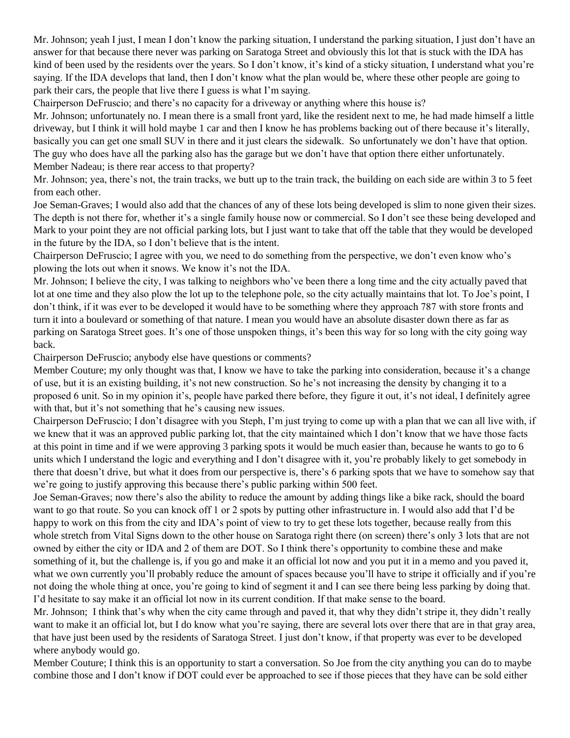Mr. Johnson; yeah I just, I mean I don't know the parking situation, I understand the parking situation, I just don't have an answer for that because there never was parking on Saratoga Street and obviously this lot that is stuck with the IDA has kind of been used by the residents over the years. So I don't know, it's kind of a sticky situation, I understand what you're saying. If the IDA develops that land, then I don't know what the plan would be, where these other people are going to park their cars, the people that live there I guess is what I'm saying.

Chairperson DeFruscio; and there's no capacity for a driveway or anything where this house is?

Mr. Johnson; unfortunately no. I mean there is a small front yard, like the resident next to me, he had made himself a little driveway, but I think it will hold maybe 1 car and then I know he has problems backing out of there because it's literally, basically you can get one small SUV in there and it just clears the sidewalk. So unfortunately we don't have that option. The guy who does have all the parking also has the garage but we don't have that option there either unfortunately.

Member Nadeau; is there rear access to that property?

Mr. Johnson; yea, there's not, the train tracks, we butt up to the train track, the building on each side are within 3 to 5 feet from each other.

Joe Seman-Graves; I would also add that the chances of any of these lots being developed is slim to none given their sizes. The depth is not there for, whether it's a single family house now or commercial. So I don't see these being developed and Mark to your point they are not official parking lots, but I just want to take that off the table that they would be developed in the future by the IDA, so I don't believe that is the intent.

Chairperson DeFruscio; I agree with you, we need to do something from the perspective, we don't even know who's plowing the lots out when it snows. We know it's not the IDA.

Mr. Johnson; I believe the city, I was talking to neighbors who've been there a long time and the city actually paved that lot at one time and they also plow the lot up to the telephone pole, so the city actually maintains that lot. To Joe's point, I don't think, if it was ever to be developed it would have to be something where they approach 787 with store fronts and turn it into a boulevard or something of that nature. I mean you would have an absolute disaster down there as far as parking on Saratoga Street goes. It's one of those unspoken things, it's been this way for so long with the city going way back.

Chairperson DeFruscio; anybody else have questions or comments?

Member Couture; my only thought was that, I know we have to take the parking into consideration, because it's a change of use, but it is an existing building, it's not new construction. So he's not increasing the density by changing it to a proposed 6 unit. So in my opinion it's, people have parked there before, they figure it out, it's not ideal, I definitely agree with that, but it's not something that he's causing new issues.

Chairperson DeFruscio; I don't disagree with you Steph, I'm just trying to come up with a plan that we can all live with, if we knew that it was an approved public parking lot, that the city maintained which I don't know that we have those facts at this point in time and if we were approving 3 parking spots it would be much easier than, because he wants to go to 6 units which I understand the logic and everything and I don't disagree with it, you're probably likely to get somebody in there that doesn't drive, but what it does from our perspective is, there's 6 parking spots that we have to somehow say that we're going to justify approving this because there's public parking within 500 feet.

Joe Seman-Graves; now there's also the ability to reduce the amount by adding things like a bike rack, should the board want to go that route. So you can knock off 1 or 2 spots by putting other infrastructure in. I would also add that I'd be happy to work on this from the city and IDA's point of view to try to get these lots together, because really from this whole stretch from Vital Signs down to the other house on Saratoga right there (on screen) there's only 3 lots that are not owned by either the city or IDA and 2 of them are DOT. So I think there's opportunity to combine these and make something of it, but the challenge is, if you go and make it an official lot now and you put it in a memo and you paved it, what we own currently you'll probably reduce the amount of spaces because you'll have to stripe it officially and if you're not doing the whole thing at once, you're going to kind of segment it and I can see there being less parking by doing that. I'd hesitate to say make it an official lot now in its current condition. If that make sense to the board.

Mr. Johnson; I think that's why when the city came through and paved it, that why they didn't stripe it, they didn't really want to make it an official lot, but I do know what you're saying, there are several lots over there that are in that gray area, that have just been used by the residents of Saratoga Street. I just don't know, if that property was ever to be developed where anybody would go.

Member Couture; I think this is an opportunity to start a conversation. So Joe from the city anything you can do to maybe combine those and I don't know if DOT could ever be approached to see if those pieces that they have can be sold either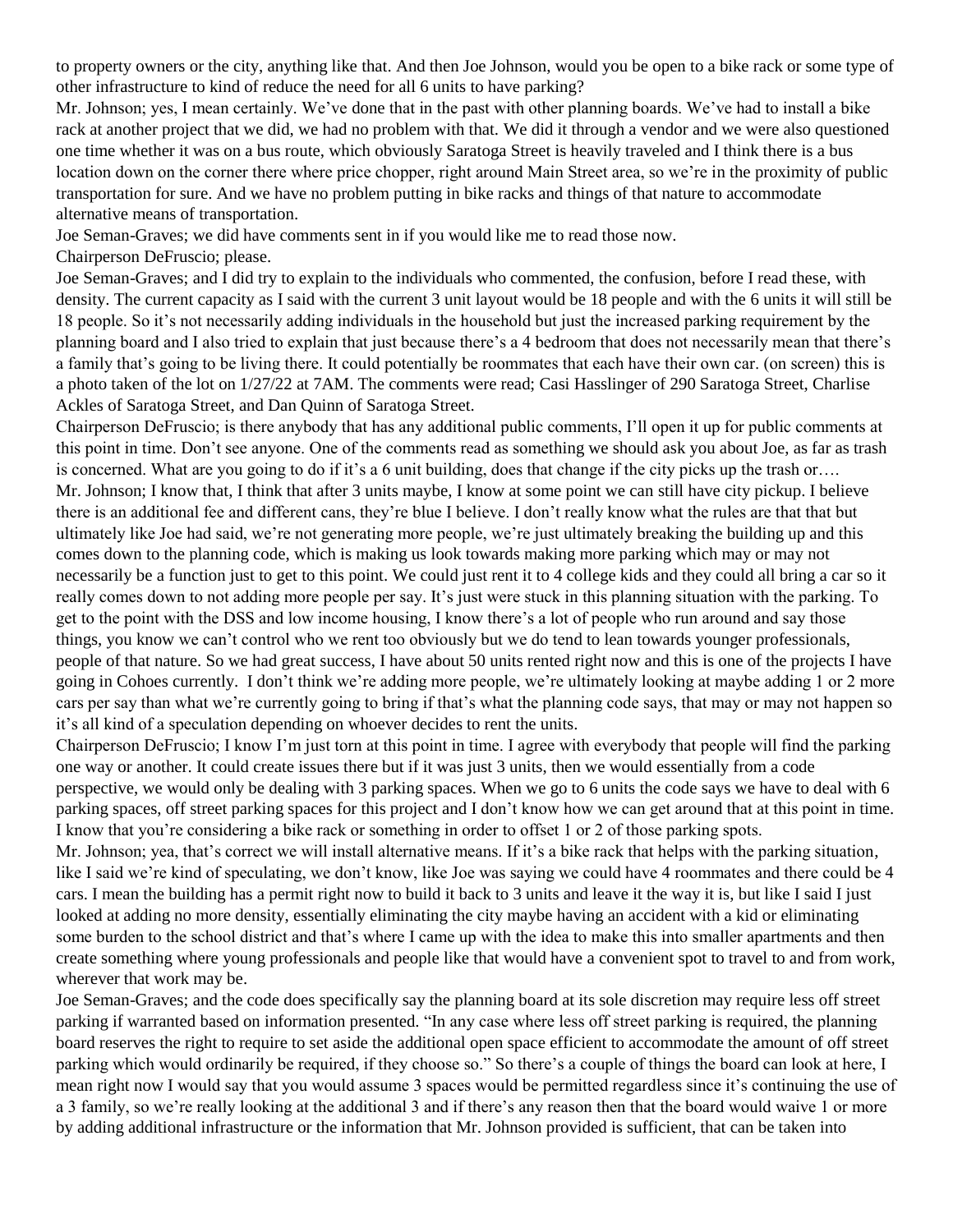to property owners or the city, anything like that. And then Joe Johnson, would you be open to a bike rack or some type of other infrastructure to kind of reduce the need for all 6 units to have parking?

Mr. Johnson; yes, I mean certainly. We've done that in the past with other planning boards. We've had to install a bike rack at another project that we did, we had no problem with that. We did it through a vendor and we were also questioned one time whether it was on a bus route, which obviously Saratoga Street is heavily traveled and I think there is a bus location down on the corner there where price chopper, right around Main Street area, so we're in the proximity of public transportation for sure. And we have no problem putting in bike racks and things of that nature to accommodate alternative means of transportation.

Joe Seman-Graves; we did have comments sent in if you would like me to read those now.

Chairperson DeFruscio; please.

Joe Seman-Graves; and I did try to explain to the individuals who commented, the confusion, before I read these, with density. The current capacity as I said with the current 3 unit layout would be 18 people and with the 6 units it will still be 18 people. So it's not necessarily adding individuals in the household but just the increased parking requirement by the planning board and I also tried to explain that just because there's a 4 bedroom that does not necessarily mean that there's a family that's going to be living there. It could potentially be roommates that each have their own car. (on screen) this is a photo taken of the lot on 1/27/22 at 7AM. The comments were read; Casi Hasslinger of 290 Saratoga Street, Charlise Ackles of Saratoga Street, and Dan Quinn of Saratoga Street.

Chairperson DeFruscio; is there anybody that has any additional public comments, I'll open it up for public comments at this point in time. Don't see anyone. One of the comments read as something we should ask you about Joe, as far as trash is concerned. What are you going to do if it's a 6 unit building, does that change if the city picks up the trash or….

Mr. Johnson; I know that, I think that after 3 units maybe, I know at some point we can still have city pickup. I believe there is an additional fee and different cans, they're blue I believe. I don't really know what the rules are that that but ultimately like Joe had said, we're not generating more people, we're just ultimately breaking the building up and this comes down to the planning code, which is making us look towards making more parking which may or may not necessarily be a function just to get to this point. We could just rent it to 4 college kids and they could all bring a car so it really comes down to not adding more people per say. It's just were stuck in this planning situation with the parking. To get to the point with the DSS and low income housing, I know there's a lot of people who run around and say those things, you know we can't control who we rent too obviously but we do tend to lean towards younger professionals, people of that nature. So we had great success, I have about 50 units rented right now and this is one of the projects I have going in Cohoes currently. I don't think we're adding more people, we're ultimately looking at maybe adding 1 or 2 more cars per say than what we're currently going to bring if that's what the planning code says, that may or may not happen so it's all kind of a speculation depending on whoever decides to rent the units.

Chairperson DeFruscio; I know I'm just torn at this point in time. I agree with everybody that people will find the parking one way or another. It could create issues there but if it was just 3 units, then we would essentially from a code perspective, we would only be dealing with 3 parking spaces. When we go to 6 units the code says we have to deal with 6 parking spaces, off street parking spaces for this project and I don't know how we can get around that at this point in time. I know that you're considering a bike rack or something in order to offset 1 or 2 of those parking spots.

Mr. Johnson; yea, that's correct we will install alternative means. If it's a bike rack that helps with the parking situation, like I said we're kind of speculating, we don't know, like Joe was saying we could have 4 roommates and there could be 4 cars. I mean the building has a permit right now to build it back to 3 units and leave it the way it is, but like I said I just looked at adding no more density, essentially eliminating the city maybe having an accident with a kid or eliminating some burden to the school district and that's where I came up with the idea to make this into smaller apartments and then create something where young professionals and people like that would have a convenient spot to travel to and from work, wherever that work may be.

Joe Seman-Graves; and the code does specifically say the planning board at its sole discretion may require less off street parking if warranted based on information presented. "In any case where less off street parking is required, the planning board reserves the right to require to set aside the additional open space efficient to accommodate the amount of off street parking which would ordinarily be required, if they choose so." So there's a couple of things the board can look at here, I mean right now I would say that you would assume 3 spaces would be permitted regardless since it's continuing the use of a 3 family, so we're really looking at the additional 3 and if there's any reason then that the board would waive 1 or more by adding additional infrastructure or the information that Mr. Johnson provided is sufficient, that can be taken into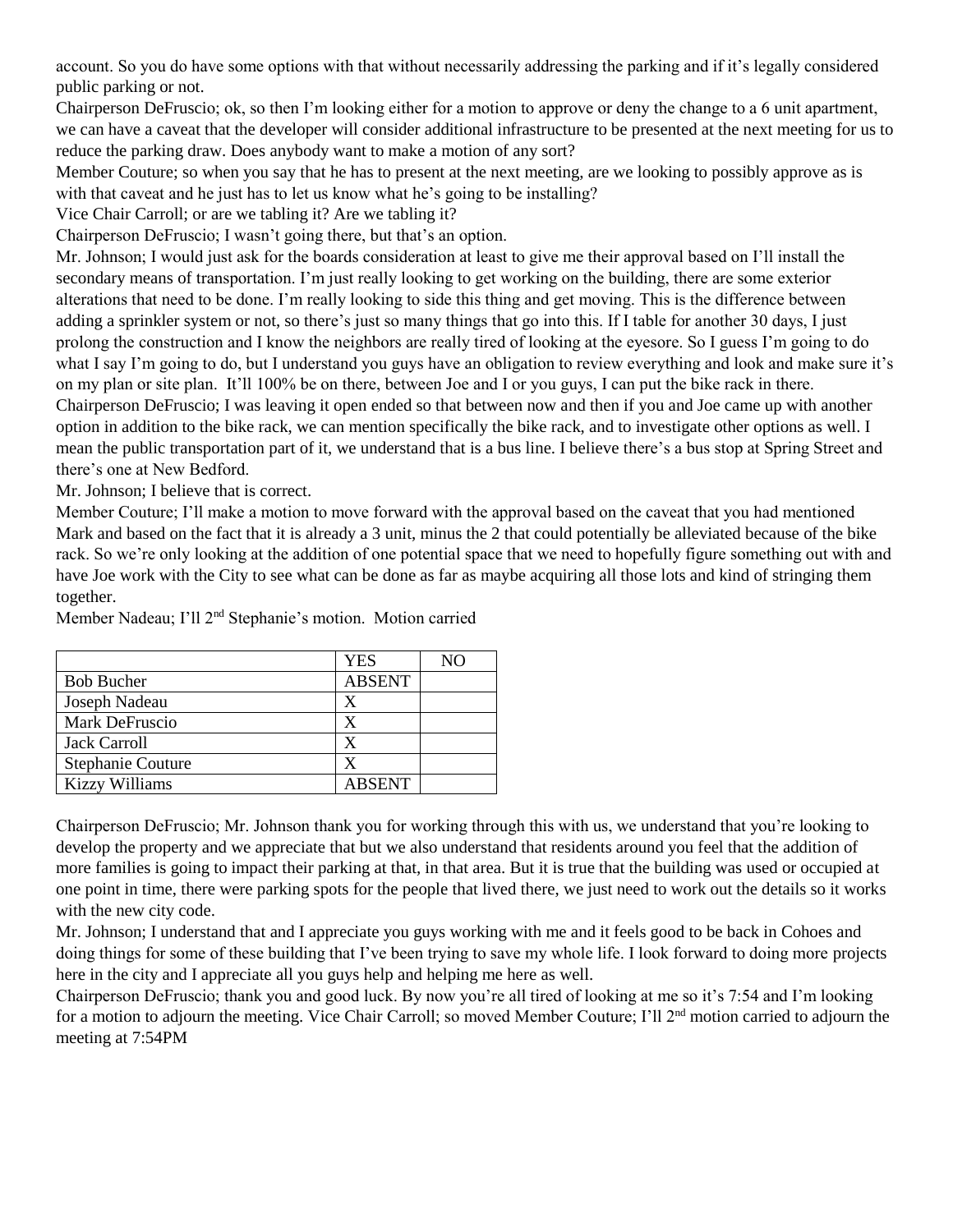account. So you do have some options with that without necessarily addressing the parking and if it's legally considered public parking or not.

Chairperson DeFruscio; ok, so then I'm looking either for a motion to approve or deny the change to a 6 unit apartment, we can have a caveat that the developer will consider additional infrastructure to be presented at the next meeting for us to reduce the parking draw. Does anybody want to make a motion of any sort?

Member Couture; so when you say that he has to present at the next meeting, are we looking to possibly approve as is with that caveat and he just has to let us know what he's going to be installing?

Vice Chair Carroll; or are we tabling it? Are we tabling it?

Chairperson DeFruscio; I wasn't going there, but that's an option.

Mr. Johnson; I would just ask for the boards consideration at least to give me their approval based on I'll install the secondary means of transportation. I'm just really looking to get working on the building, there are some exterior alterations that need to be done. I'm really looking to side this thing and get moving. This is the difference between adding a sprinkler system or not, so there's just so many things that go into this. If I table for another 30 days, I just prolong the construction and I know the neighbors are really tired of looking at the eyesore. So I guess I'm going to do what I say I'm going to do, but I understand you guys have an obligation to review everything and look and make sure it's on my plan or site plan. It'll 100% be on there, between Joe and I or you guys, I can put the bike rack in there.

Chairperson DeFruscio; I was leaving it open ended so that between now and then if you and Joe came up with another option in addition to the bike rack, we can mention specifically the bike rack, and to investigate other options as well. I mean the public transportation part of it, we understand that is a bus line. I believe there's a bus stop at Spring Street and there's one at New Bedford.

Mr. Johnson; I believe that is correct.

Member Couture; I'll make a motion to move forward with the approval based on the caveat that you had mentioned Mark and based on the fact that it is already a 3 unit, minus the 2 that could potentially be alleviated because of the bike rack. So we're only looking at the addition of one potential space that we need to hopefully figure something out with and have Joe work with the City to see what can be done as far as maybe acquiring all those lots and kind of stringing them together.

Member Nadeau; I'll 2nd Stephanie's motion. Motion carried

| | YES | NO |
|---|---|---|
| Bob Bucher | ABSENT | |
| Joseph Nadeau | X | |
| Mark DeFruscio | X | |
| Jack Carroll | X | |
| Stephanie Couture | X | |
| Kizzy Williams | ABSENT | |

Chairperson DeFruscio; Mr. Johnson thank you for working through this with us, we understand that you're looking to develop the property and we appreciate that but we also understand that residents around you feel that the addition of more families is going to impact their parking at that, in that area. But it is true that the building was used or occupied at one point in time, there were parking spots for the people that lived there, we just need to work out the details so it works with the new city code.

Mr. Johnson; I understand that and I appreciate you guys working with me and it feels good to be back in Cohoes and doing things for some of these building that I've been trying to save my whole life. I look forward to doing more projects here in the city and I appreciate all you guys help and helping me here as well.

Chairperson DeFruscio; thank you and good luck. By now you're all tired of looking at me so it's 7:54 and I'm looking for a motion to adjourn the meeting. Vice Chair Carroll; so moved Member Couture; I'll 2nd motion carried to adjourn the meeting at 7:54PM